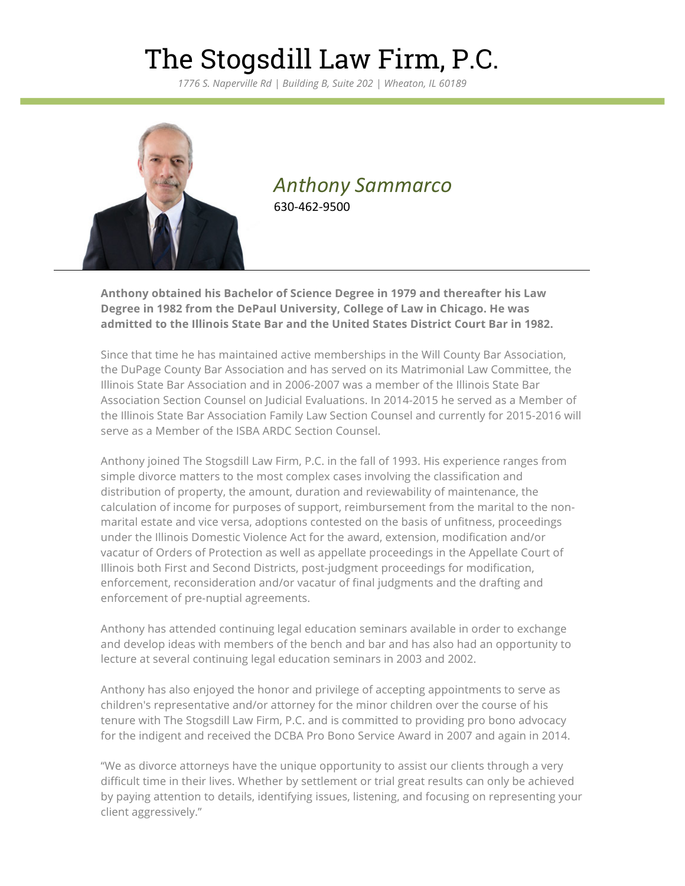# The Stogsdill Law Firm, P.C.

*1776 S. Naperville Rd | Building B, Suite 202 | Wheaton, IL 60189*

## *Anthony Sammarco*

630-462-9500

**Anthony obtained his Bachelor of Science Degree in 1979 and thereafter his Law Degree in 1982 from the DePaul University, College of Law in Chicago. He was admitted to the Illinois State Bar and the United States District Court Bar in 1982.**

Since that time he has maintained active memberships in the Will County Bar Association, the DuPage County Bar Association and has served on its Matrimonial Law Committee, the Illinois State Bar Association and in 2006-2007 was a member of the Illinois State Bar Association Section Counsel on Judicial Evaluations. In 2014-2015 he served as a Member of the Illinois State Bar Association Family Law Section Counsel and currently for 2015-2016 will serve as a Member of the ISBA ARDC Section Counsel.

Anthony joined The Stogsdill Law Firm, P.C. in the fall of 1993. His experience ranges from simple divorce matters to the most complex cases involving the classification and distribution of property, the amount, duration and reviewability of maintenance, the calculation of income for purposes of support, reimbursement from the marital to the non-marital estate and vice versa, adoptions contested on the basis of unfitness, proceedings under the Illinois Domestic Violence Act for the award, extension, modification and/or vacatur of Orders of Protection as well as appellate proceedings in the Appellate Court of Illinois both First and Second Districts, post-judgment proceedings for modification, enforcement, reconsideration and/or vacatur of final judgments and the drafting and enforcement of pre-nuptial agreements.

Anthony has attended continuing legal education seminars available in order to exchange and develop ideas with members of the bench and bar and has also had an opportunity to lecture at several continuing legal education seminars in 2003 and 2002.

Anthony has also enjoyed the honor and privilege of accepting appointments to serve as children's representative and/or attorney for the minor children over the course of his tenure with The Stogsdill Law Firm, P.C. and is committed to providing pro bono advocacy for the indigent and received the DCBA Pro Bono Service Award in 2007 and again in 2014.

"We as divorce attorneys have the unique opportunity to assist our clients through a very difficult time in their lives. Whether by settlement or trial great results can only be achieved by paying attention to details, identifying issues, listening, and focusing on representing your client aggressively."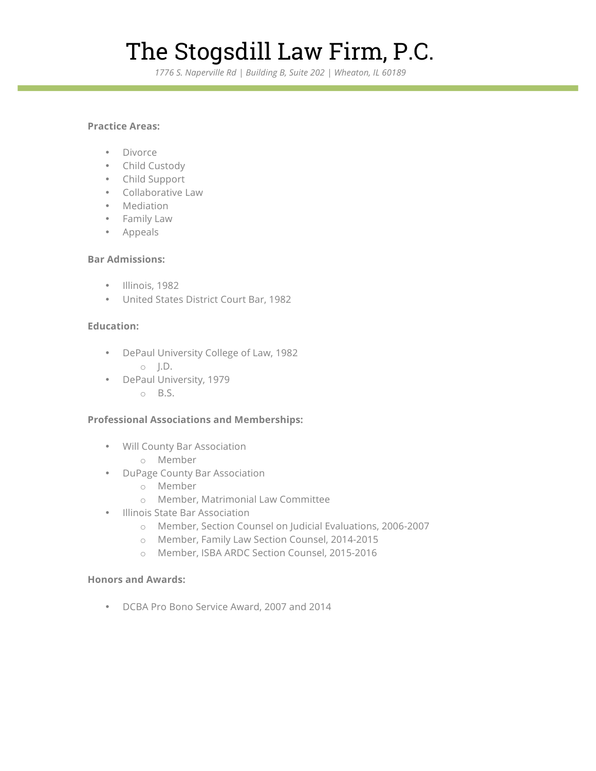# The Stogsdill Law Firm, P.C.

*1776 S. Naperville Rd | Building B, Suite 202 | Wheaton, IL 60189*

**Practice Areas:**

- Divorce
- Child Custody
- Child Support
- Collaborative Law
- Mediation
- Family Law
- Appeals

**Bar Admissions:**

- Illinois, 1982
- United States District Court Bar, 1982

**Education:**

- DePaul University College of Law, 1982
  - J.D.
- DePaul University, 1979
  - B.S.

**Professional Associations and Memberships:**

- Will County Bar Association
  - Member
- DuPage County Bar Association
  - Member
  - Member, Matrimonial Law Committee
- Illinois State Bar Association
  - Member, Section Counsel on Judicial Evaluations, 2006-2007
  - Member, Family Law Section Counsel, 2014-2015
  - Member, ISBA ARDC Section Counsel, 2015-2016

**Honors and Awards:**

- DCBA Pro Bono Service Award, 2007 and 2014